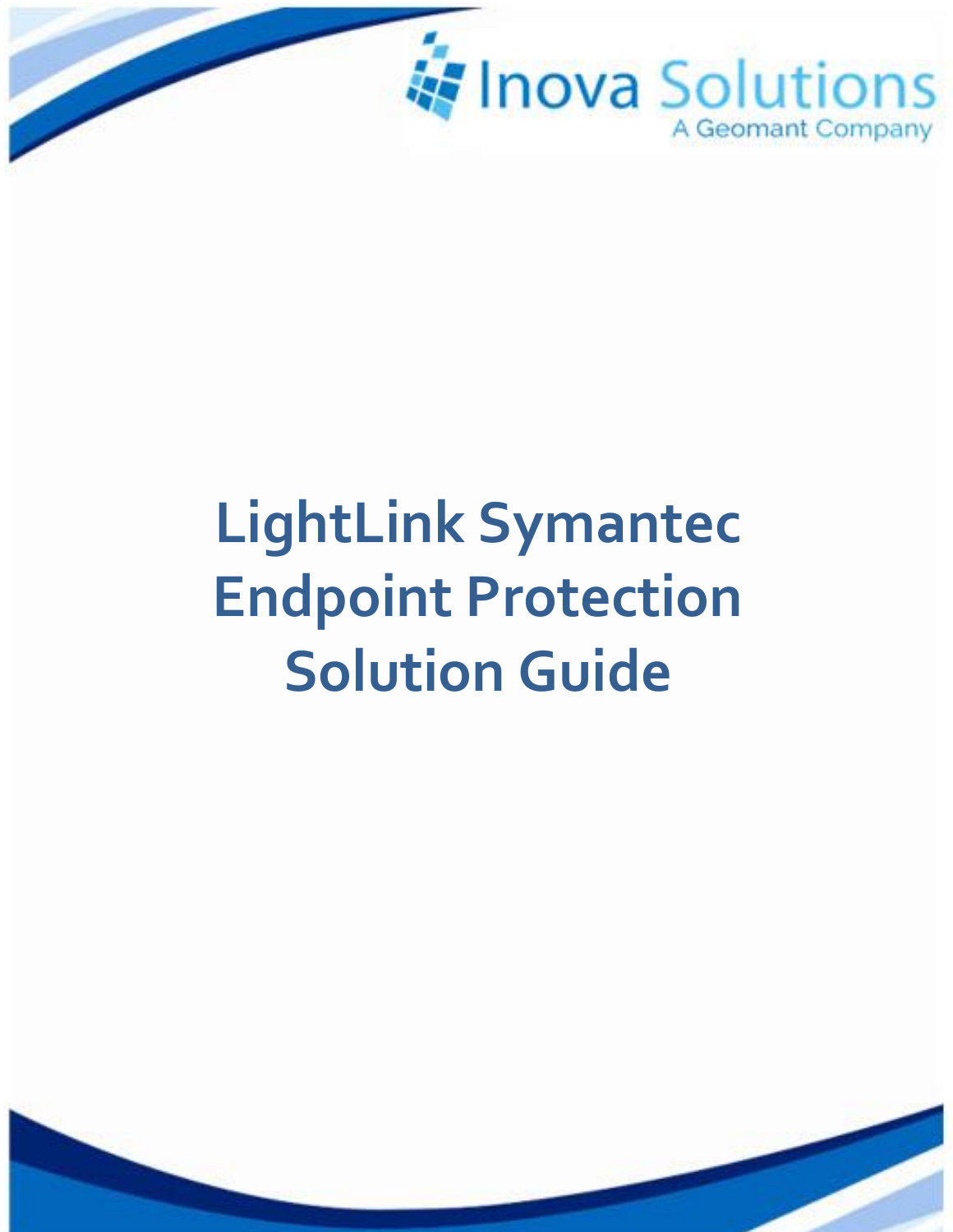Inova Solutions

A Geomant Company

# LightLink Symantec Endpoint Protection Solution Guide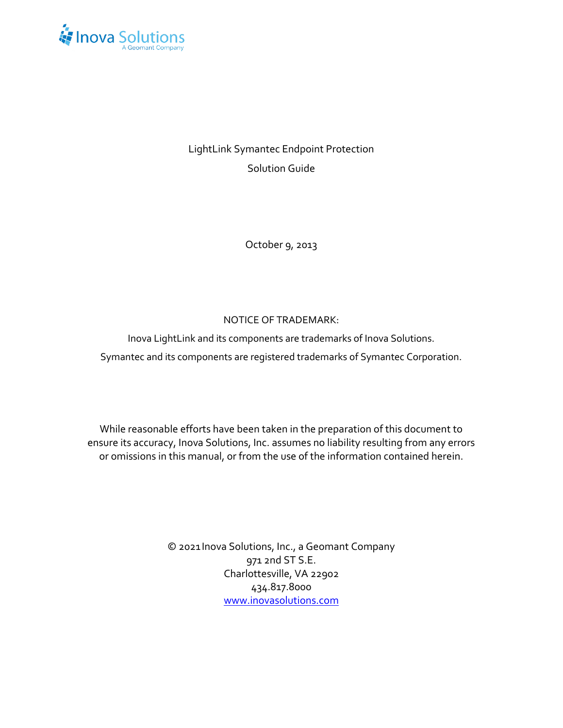LightLink Symantec Endpoint Protection

Solution Guide

October 9, 2013

NOTICE OF TRADEMARK:

Inova LightLink and its components are trademarks of Inova Solutions.

Symantec and its components are registered trademarks of Symantec Corporation.

While reasonable efforts have been taken in the preparation of this document to ensure its accuracy, Inova Solutions, Inc. assumes no liability resulting from any errors or omissions in this manual, or from the use of the information contained herein.

© 2021 Inova Solutions, Inc., a Geomant Company  
971 2nd ST S.E.  
Charlottesville, VA 22902  
434.817.8000  
www.inovasolutions.com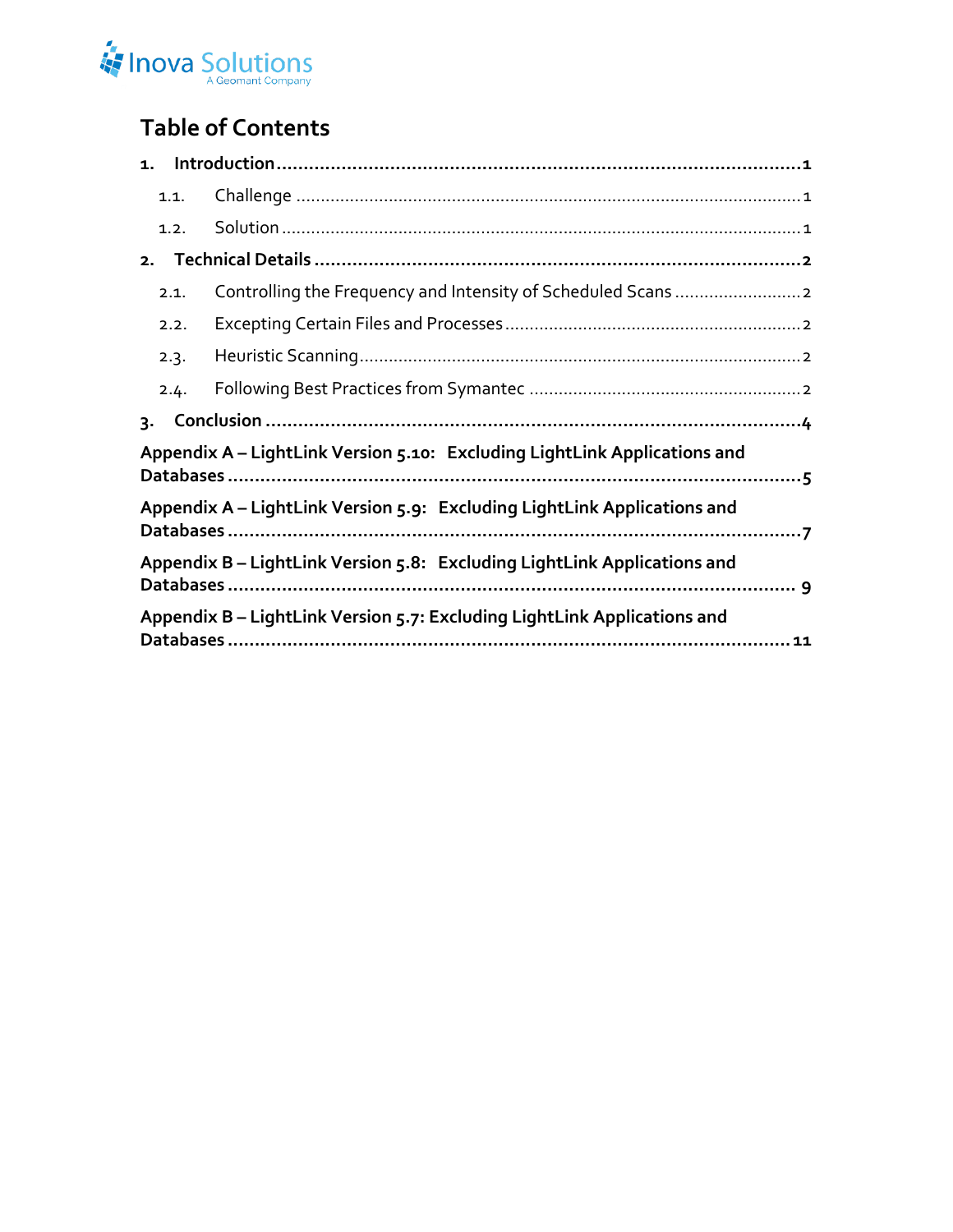# Table of Contents

1. **Introduction** ........................................................ **1**
   - 1.1. Challenge ........................................................ 1
   - 1.2. Solution ........................................................ 1
2. **Technical Details** ........................................................ **2**
   - 2.1. Controlling the Frequency and Intensity of Scheduled Scans ........................................................ 2
   - 2.2. Excepting Certain Files and Processes ........................................................ 2
   - 2.3. Heuristic Scanning ........................................................ 2
   - 2.4. Following Best Practices from Symantec ........................................................ 2
3. **Conclusion** ........................................................ **4**

**Appendix A – LightLink Version 5.10: Excluding LightLink Applications and Databases** ........................................................ **5**

**Appendix A – LightLink Version 5.9: Excluding LightLink Applications and Databases** ........................................................ **7**

**Appendix B – LightLink Version 5.8: Excluding LightLink Applications and Databases** ........................................................ **9**

**Appendix B – LightLink Version 5.7: Excluding LightLink Applications and Databases** ........................................................ **11**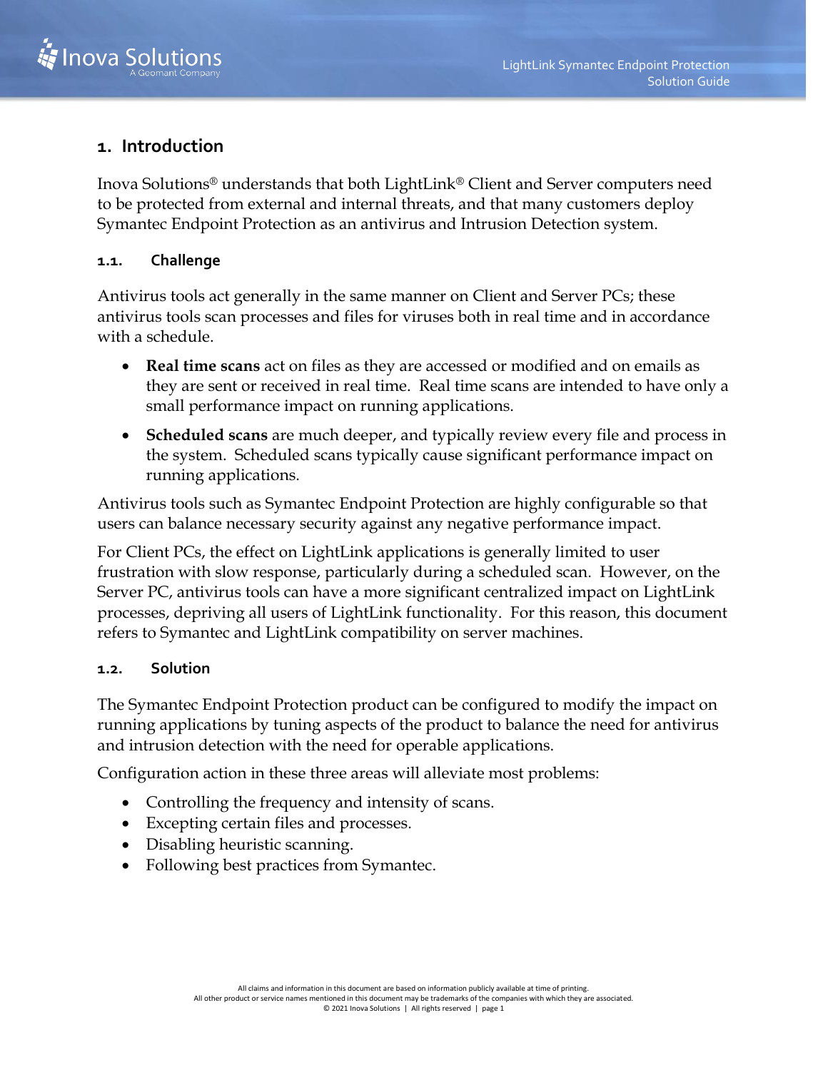# 1. Introduction

Inova Solutions® understands that both LightLink® Client and Server computers need to be protected from external and internal threats, and that many customers deploy Symantec Endpoint Protection as an antivirus and Intrusion Detection system.

## 1.1. Challenge

Antivirus tools act generally in the same manner on Client and Server PCs; these antivirus tools scan processes and files for viruses both in real time and in accordance with a schedule.

- **Real time scans** act on files as they are accessed or modified and on emails as they are sent or received in real time. Real time scans are intended to have only a small performance impact on running applications.
- **Scheduled scans** are much deeper, and typically review every file and process in the system. Scheduled scans typically cause significant performance impact on running applications.

Antivirus tools such as Symantec Endpoint Protection are highly configurable so that users can balance necessary security against any negative performance impact.

For Client PCs, the effect on LightLink applications is generally limited to user frustration with slow response, particularly during a scheduled scan. However, on the Server PC, antivirus tools can have a more significant centralized impact on LightLink processes, depriving all users of LightLink functionality. For this reason, this document refers to Symantec and LightLink compatibility on server machines.

## 1.2. Solution

The Symantec Endpoint Protection product can be configured to modify the impact on running applications by tuning aspects of the product to balance the need for antivirus and intrusion detection with the need for operable applications.

Configuration action in these three areas will alleviate most problems:

- Controlling the frequency and intensity of scans.
- Excepting certain files and processes.
- Disabling heuristic scanning.
- Following best practices from Symantec.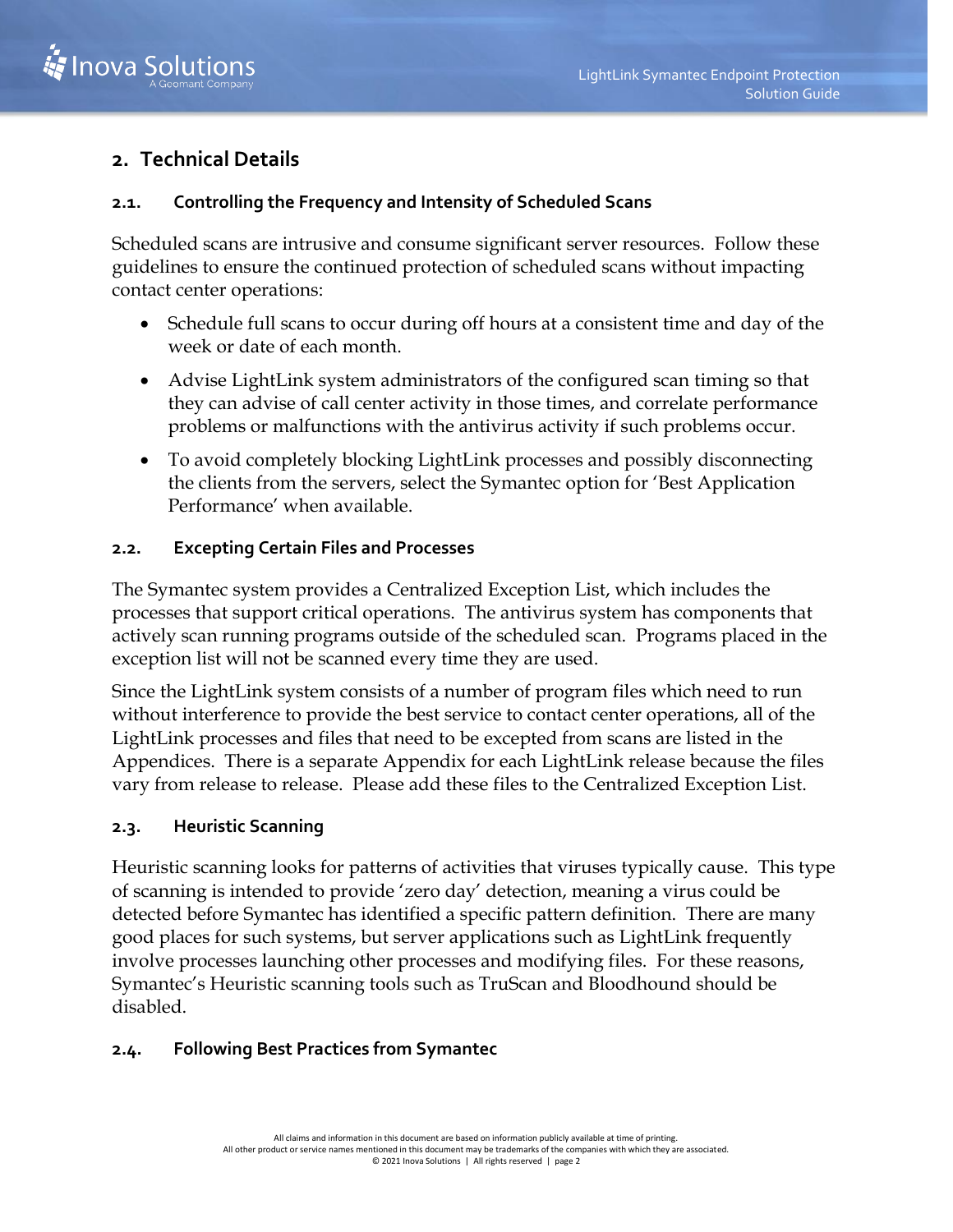## 2. Technical Details

### 2.1. Controlling the Frequency and Intensity of Scheduled Scans

Scheduled scans are intrusive and consume significant server resources. Follow these guidelines to ensure the continued protection of scheduled scans without impacting contact center operations:

- Schedule full scans to occur during off hours at a consistent time and day of the week or date of each month.
- Advise LightLink system administrators of the configured scan timing so that they can advise of call center activity in those times, and correlate performance problems or malfunctions with the antivirus activity if such problems occur.
- To avoid completely blocking LightLink processes and possibly disconnecting the clients from the servers, select the Symantec option for 'Best Application Performance' when available.

### 2.2. Excepting Certain Files and Processes

The Symantec system provides a Centralized Exception List, which includes the processes that support critical operations. The antivirus system has components that actively scan running programs outside of the scheduled scan. Programs placed in the exception list will not be scanned every time they are used.

Since the LightLink system consists of a number of program files which need to run without interference to provide the best service to contact center operations, all of the LightLink processes and files that need to be excepted from scans are listed in the Appendices. There is a separate Appendix for each LightLink release because the files vary from release to release. Please add these files to the Centralized Exception List.

### 2.3. Heuristic Scanning

Heuristic scanning looks for patterns of activities that viruses typically cause. This type of scanning is intended to provide 'zero day' detection, meaning a virus could be detected before Symantec has identified a specific pattern definition. There are many good places for such systems, but server applications such as LightLink frequently involve processes launching other processes and modifying files. For these reasons, Symantec's Heuristic scanning tools such as TruScan and Bloodhound should be disabled.

### 2.4. Following Best Practices from Symantec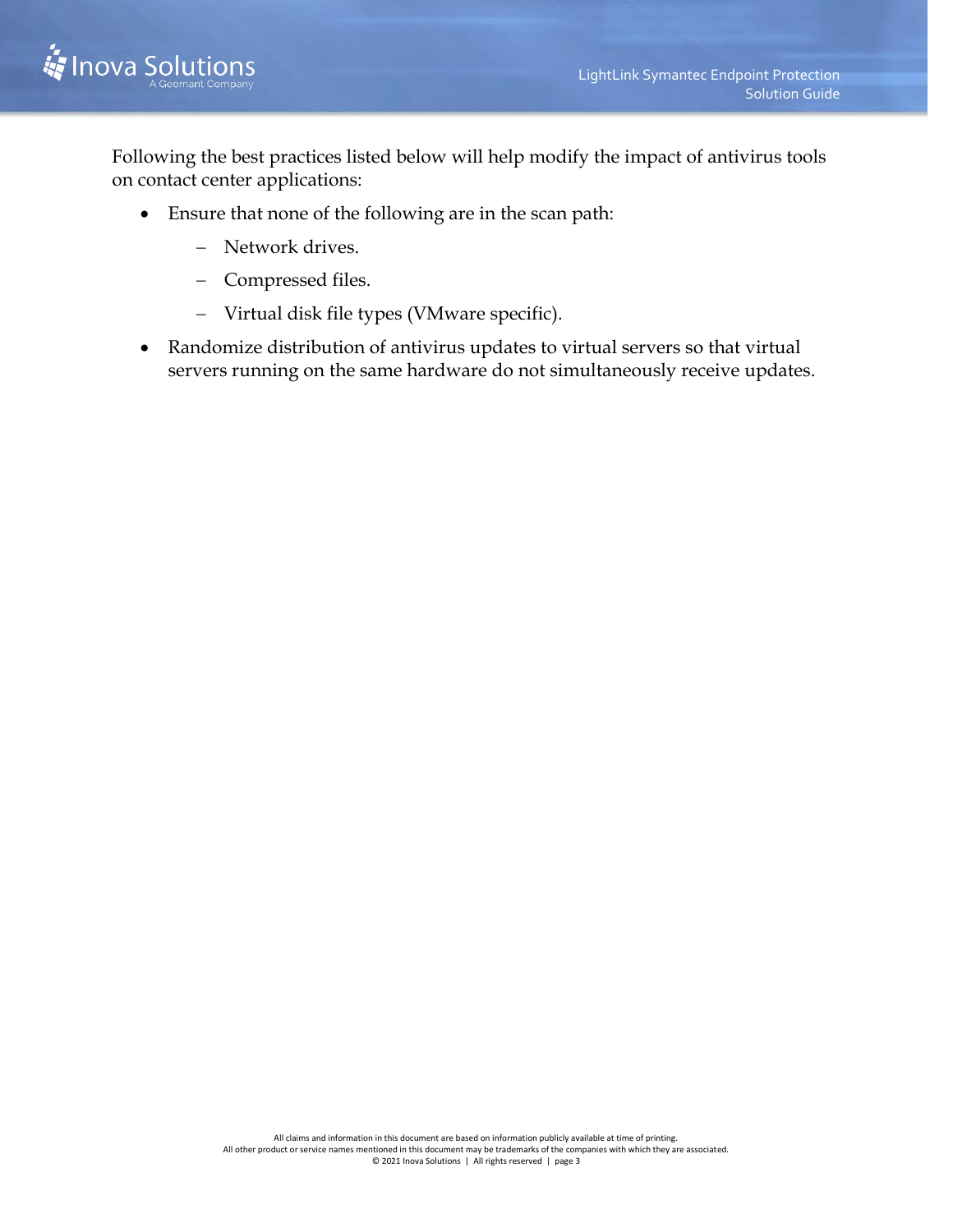Following the best practices listed below will help modify the impact of antivirus tools on contact center applications:

- Ensure that none of the following are in the scan path:
  - Network drives.
  - Compressed files.
  - Virtual disk file types (VMware specific).
- Randomize distribution of antivirus updates to virtual servers so that virtual servers running on the same hardware do not simultaneously receive updates.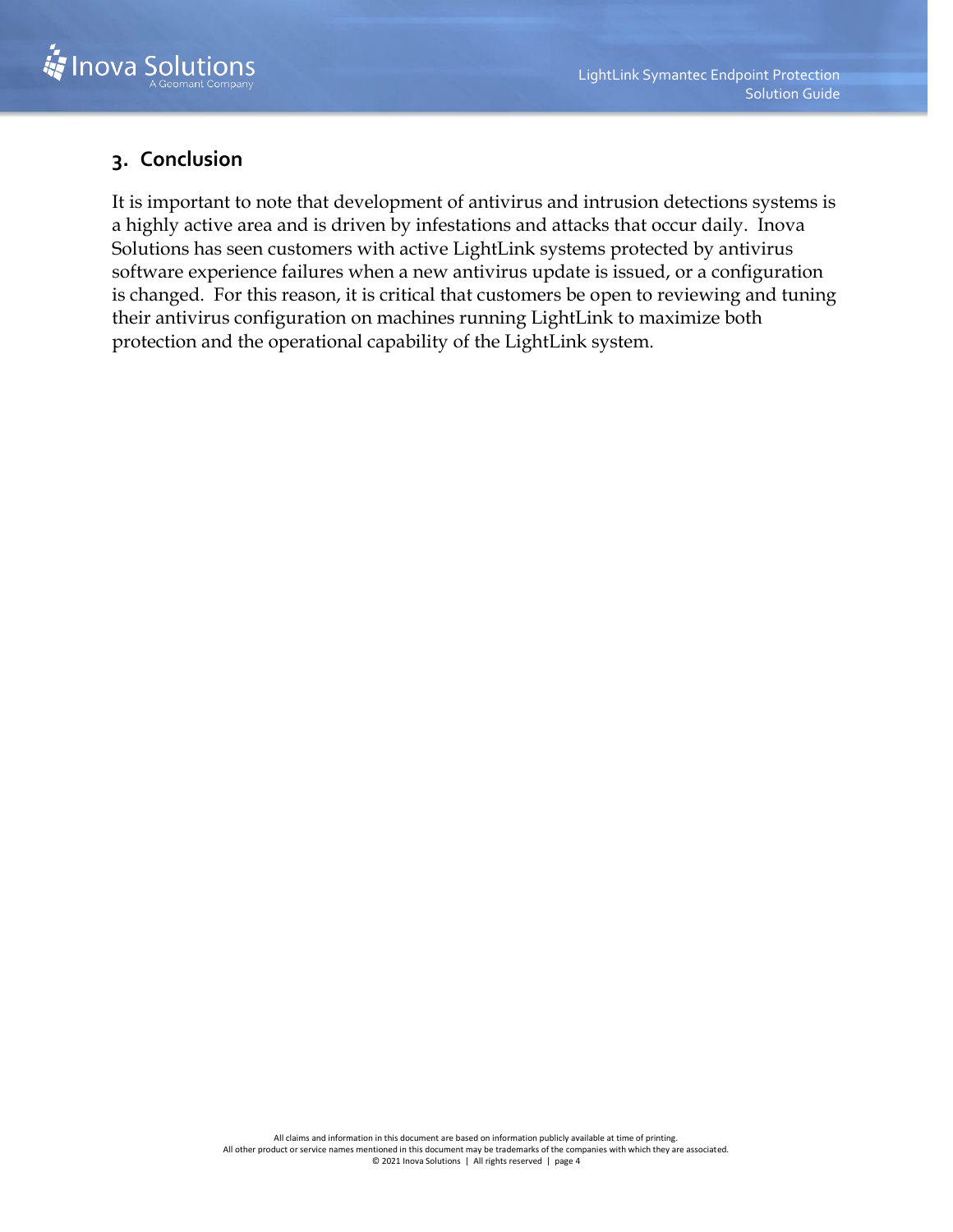## 3. Conclusion

It is important to note that development of antivirus and intrusion detections systems is a highly active area and is driven by infestations and attacks that occur daily. Inova Solutions has seen customers with active LightLink systems protected by antivirus software experience failures when a new antivirus update is issued, or a configuration is changed. For this reason, it is critical that customers be open to reviewing and tuning their antivirus configuration on machines running LightLink to maximize both protection and the operational capability of the LightLink system.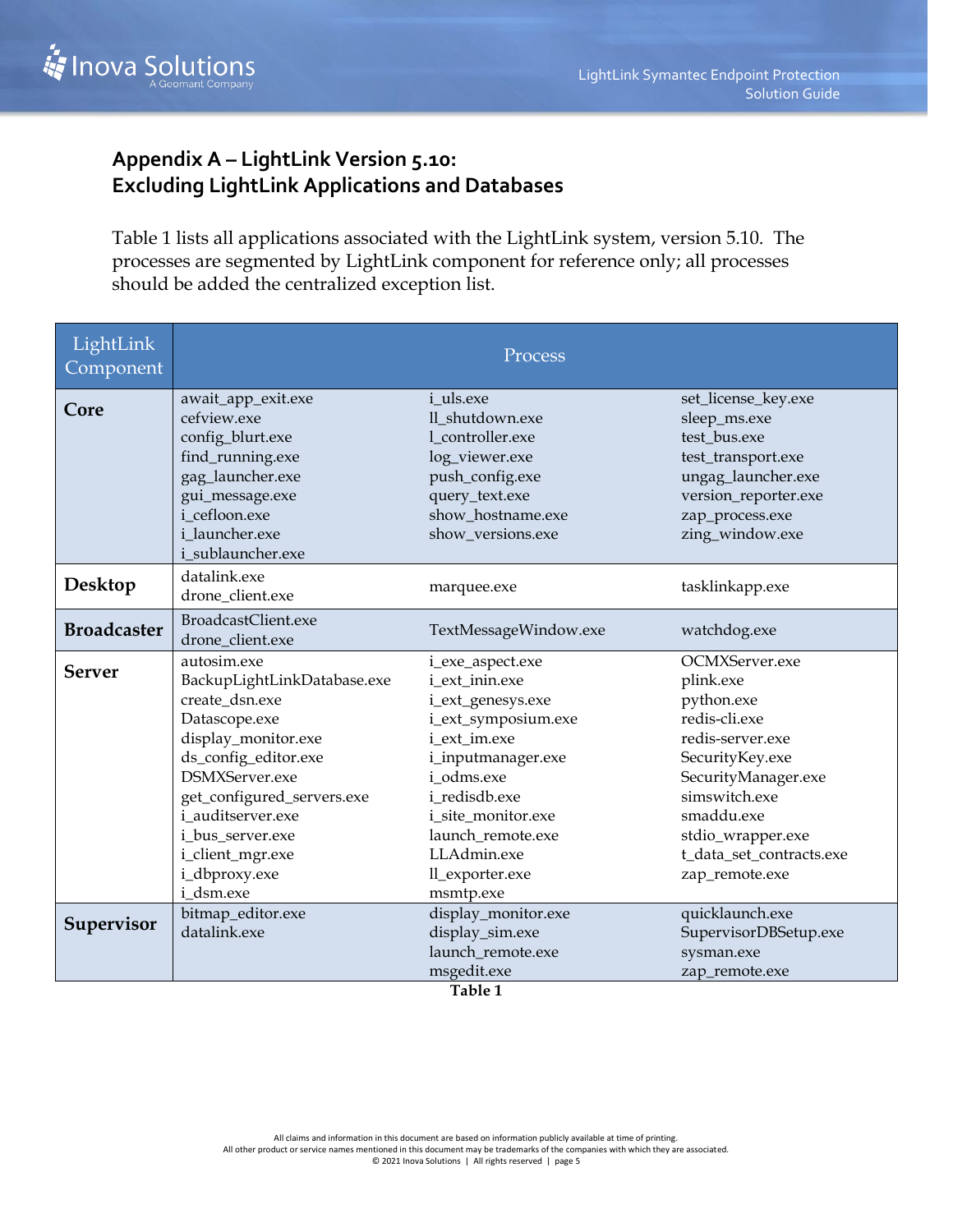## Appendix A – LightLink Version 5.10: Excluding LightLink Applications and Databases

Table 1 lists all applications associated with the LightLink system, version 5.10. The processes are segmented by LightLink component for reference only; all processes should be added the centralized exception list.

| LightLink Component | Process | | |
|---|---|---|---|
| **Core** | await_app_exit.exe<br>cefview.exe<br>config_blurt.exe<br>find_running.exe<br>gag_launcher.exe<br>gui_message.exe<br>i_cefloon.exe<br>i_launcher.exe<br>i_sublauncher.exe | i_uls.exe<br>ll_shutdown.exe<br>l_controller.exe<br>log_viewer.exe<br>push_config.exe<br>query_text.exe<br>show_hostname.exe<br>show_versions.exe | set_license_key.exe<br>sleep_ms.exe<br>test_bus.exe<br>test_transport.exe<br>ungag_launcher.exe<br>version_reporter.exe<br>zap_process.exe<br>zing_window.exe |
| **Desktop** | datalink.exe<br>drone_client.exe | marquee.exe | tasklinkapp.exe |
| **Broadcaster** | BroadcastClient.exe<br>drone_client.exe | TextMessageWindow.exe | watchdog.exe |
| **Server** | autosim.exe<br>BackupLightLinkDatabase.exe<br>create_dsn.exe<br>Datascope.exe<br>display_monitor.exe<br>ds_config_editor.exe<br>DSMXServer.exe<br>get_configured_servers.exe<br>i_auditserver.exe<br>i_bus_server.exe<br>i_client_mgr.exe<br>i_dbproxy.exe<br>i_dsm.exe | i_exe_aspect.exe<br>i_ext_inin.exe<br>i_ext_genesys.exe<br>i_ext_symposium.exe<br>i_ext_im.exe<br>i_inputmanager.exe<br>i_odms.exe<br>i_redisdb.exe<br>i_site_monitor.exe<br>launch_remote.exe<br>LLAdmin.exe<br>ll_exporter.exe<br>msmtp.exe | OCMXServer.exe<br>plink.exe<br>python.exe<br>redis-cli.exe<br>redis-server.exe<br>SecurityKey.exe<br>SecurityManager.exe<br>simswitch.exe<br>smaddu.exe<br>stdio_wrapper.exe<br>t_data_set_contracts.exe<br>zap_remote.exe |
| **Supervisor** | bitmap_editor.exe<br>datalink.exe | display_monitor.exe<br>display_sim.exe<br>launch_remote.exe<br>msgedit.exe | quicklaunch.exe<br>SupervisorDBSetup.exe<br>sysman.exe<br>zap_remote.exe |

**Table 1**

All claims and information in this document are based on information publicly available at time of printing.
All other product or service names mentioned in this document may be trademarks of the companies with which they are associated.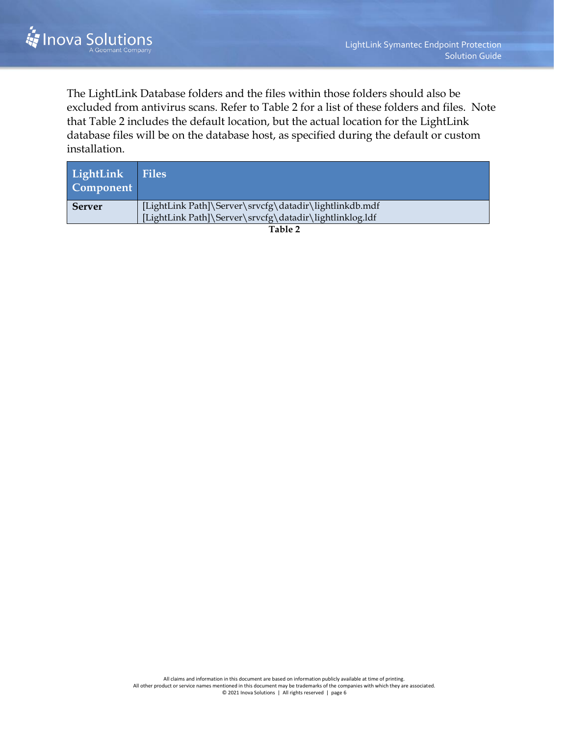The LightLink Database folders and the files within those folders should also be excluded from antivirus scans. Refer to Table 2 for a list of these folders and files. Note that Table 2 includes the default location, but the actual location for the LightLink database files will be on the database host, as specified during the default or custom installation.

| LightLink Component | Files |
| --- | --- |
| **Server** | [LightLink Path]\Server\srvcfg\datadir\lightlinkdb.mdf<br>[LightLink Path]\Server\srvcfg\datadir\lightlinklog.ldf |

**Table 2**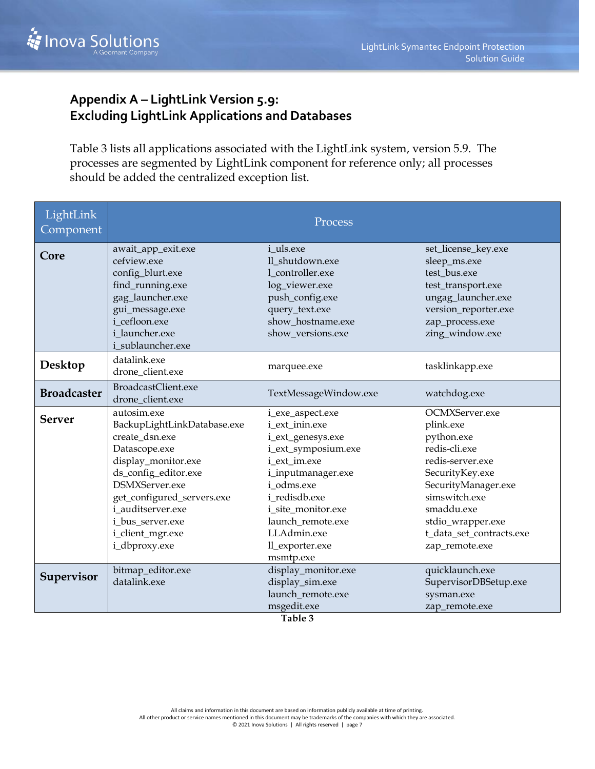## Appendix A – LightLink Version 5.9: Excluding LightLink Applications and Databases

Table 3 lists all applications associated with the LightLink system, version 5.9. The processes are segmented by LightLink component for reference only; all processes should be added the centralized exception list.

| LightLink Component | Process | | |
|---|---|---|---|
| **Core** | await_app_exit.exe<br>cefview.exe<br>config_blurt.exe<br>find_running.exe<br>gag_launcher.exe<br>gui_message.exe<br>i_cefloon.exe<br>i_launcher.exe<br>i_sublauncher.exe | i_uls.exe<br>ll_shutdown.exe<br>l_controller.exe<br>log_viewer.exe<br>push_config.exe<br>query_text.exe<br>show_hostname.exe<br>show_versions.exe | set_license_key.exe<br>sleep_ms.exe<br>test_bus.exe<br>test_transport.exe<br>ungag_launcher.exe<br>version_reporter.exe<br>zap_process.exe<br>zing_window.exe |
| **Desktop** | datalink.exe<br>drone_client.exe | marquee.exe | tasklinkapp.exe |
| **Broadcaster** | BroadcastClient.exe<br>drone_client.exe | TextMessageWindow.exe | watchdog.exe |
| **Server** | autosim.exe<br>BackupLightLinkDatabase.exe<br>create_dsn.exe<br>Datascope.exe<br>display_monitor.exe<br>ds_config_editor.exe<br>DSMXServer.exe<br>get_configured_servers.exe<br>i_auditserver.exe<br>i_bus_server.exe<br>i_client_mgr.exe<br>i_dbproxy.exe | i_exe_aspect.exe<br>i_ext_inin.exe<br>i_ext_genesys.exe<br>i_ext_symposium.exe<br>i_ext_im.exe<br>i_inputmanager.exe<br>i_odms.exe<br>i_redisdb.exe<br>i_site_monitor.exe<br>launch_remote.exe<br>LLAdmin.exe<br>ll_exporter.exe<br>msmtp.exe | OCMXServer.exe<br>plink.exe<br>python.exe<br>redis-cli.exe<br>redis-server.exe<br>SecurityKey.exe<br>SecurityManager.exe<br>simswitch.exe<br>smaddu.exe<br>stdio_wrapper.exe<br>t_data_set_contracts.exe<br>zap_remote.exe |
| **Supervisor** | bitmap_editor.exe<br>datalink.exe | display_monitor.exe<br>display_sim.exe<br>launch_remote.exe<br>msgedit.exe | quicklaunch.exe<br>SupervisorDBSetup.exe<br>sysman.exe<br>zap_remote.exe |

**Table 3**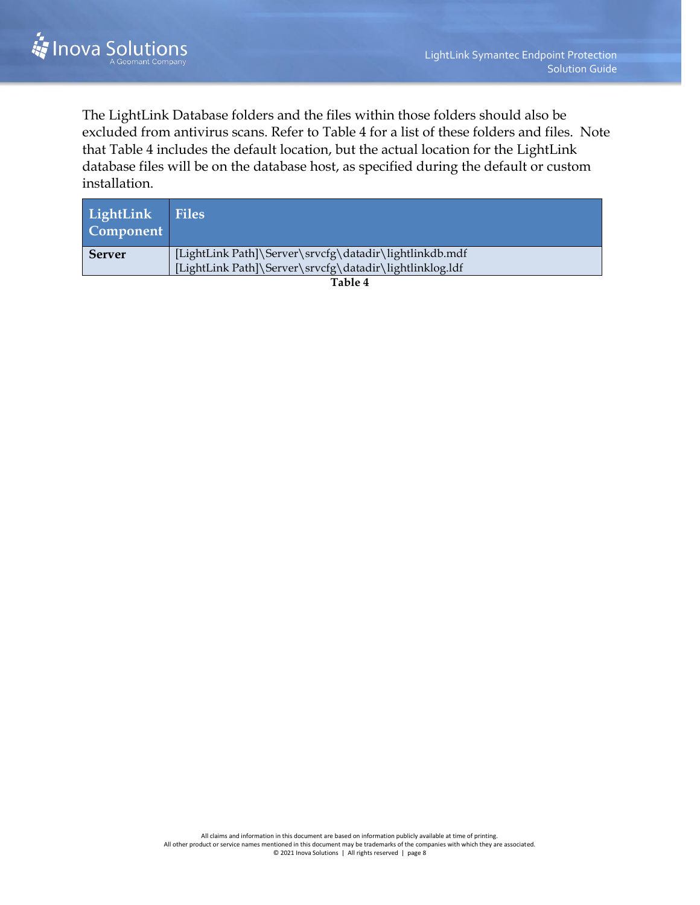The LightLink Database folders and the files within those folders should also be excluded from antivirus scans. Refer to Table 4 for a list of these folders and files. Note that Table 4 includes the default location, but the actual location for the LightLink database files will be on the database host, as specified during the default or custom installation.

| LightLink Component | Files |
|---|---|
| **Server** | [LightLink Path]\Server\srvcfg\datadir\lightlinkdb.mdf<br>[LightLink Path]\Server\srvcfg\datadir\lightlinklog.ldf |

**Table 4**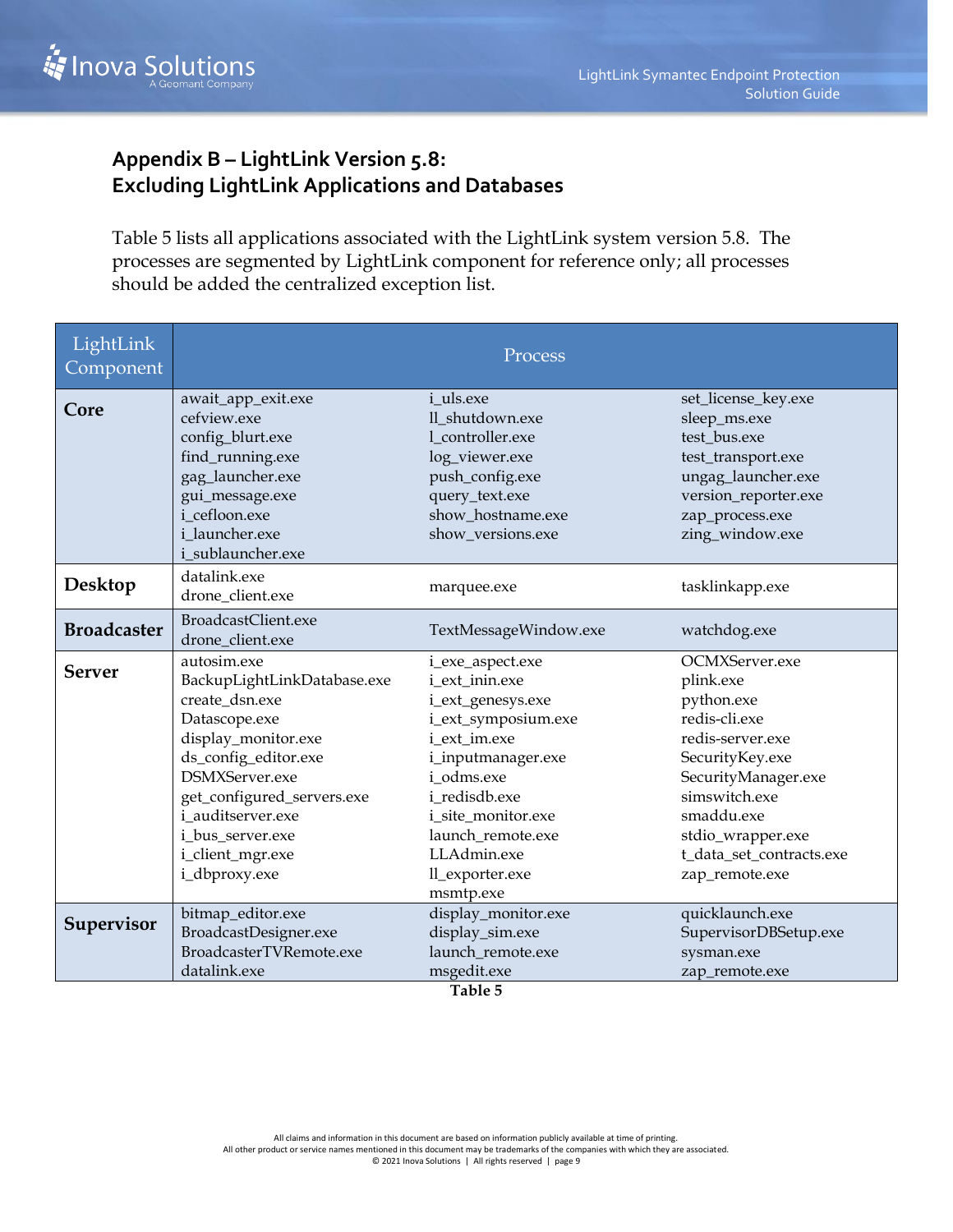## Appendix B – LightLink Version 5.8: Excluding LightLink Applications and Databases

Table 5 lists all applications associated with the LightLink system version 5.8. The processes are segmented by LightLink component for reference only; all processes should be added the centralized exception list.

| LightLink Component | Process | | |
|---|---|---|---|
| **Core** | await_app_exit.exe<br>cefview.exe<br>config_blurt.exe<br>find_running.exe<br>gag_launcher.exe<br>gui_message.exe<br>i_cefloon.exe<br>i_launcher.exe<br>i_sublauncher.exe | i_uls.exe<br>ll_shutdown.exe<br>l_controller.exe<br>log_viewer.exe<br>push_config.exe<br>query_text.exe<br>show_hostname.exe<br>show_versions.exe | set_license_key.exe<br>sleep_ms.exe<br>test_bus.exe<br>test_transport.exe<br>ungag_launcher.exe<br>version_reporter.exe<br>zap_process.exe<br>zing_window.exe |
| **Desktop** | datalink.exe<br>drone_client.exe | marquee.exe | tasklinkapp.exe |
| **Broadcaster** | BroadcastClient.exe<br>drone_client.exe | TextMessageWindow.exe | watchdog.exe |
| **Server** | autosim.exe<br>BackupLightLinkDatabase.exe<br>create_dsn.exe<br>Datascope.exe<br>display_monitor.exe<br>ds_config_editor.exe<br>DSMXServer.exe<br>get_configured_servers.exe<br>i_auditserver.exe<br>i_bus_server.exe<br>i_client_mgr.exe<br>i_dbproxy.exe | i_exe_aspect.exe<br>i_ext_inin.exe<br>i_ext_genesys.exe<br>i_ext_symposium.exe<br>i_ext_im.exe<br>i_inputmanager.exe<br>i_odms.exe<br>i_redisdb.exe<br>i_site_monitor.exe<br>launch_remote.exe<br>LLAdmin.exe<br>ll_exporter.exe<br>msmtp.exe | OCMXServer.exe<br>plink.exe<br>python.exe<br>redis-cli.exe<br>redis-server.exe<br>SecurityKey.exe<br>SecurityManager.exe<br>simswitch.exe<br>smaddu.exe<br>stdio_wrapper.exe<br>t_data_set_contracts.exe<br>zap_remote.exe |
| **Supervisor** | bitmap_editor.exe<br>BroadcastDesigner.exe<br>BroadcasterTVRemote.exe<br>datalink.exe | display_monitor.exe<br>display_sim.exe<br>launch_remote.exe<br>msgedit.exe | quicklaunch.exe<br>SupervisorDBSetup.exe<br>sysman.exe<br>zap_remote.exe |

**Table 5**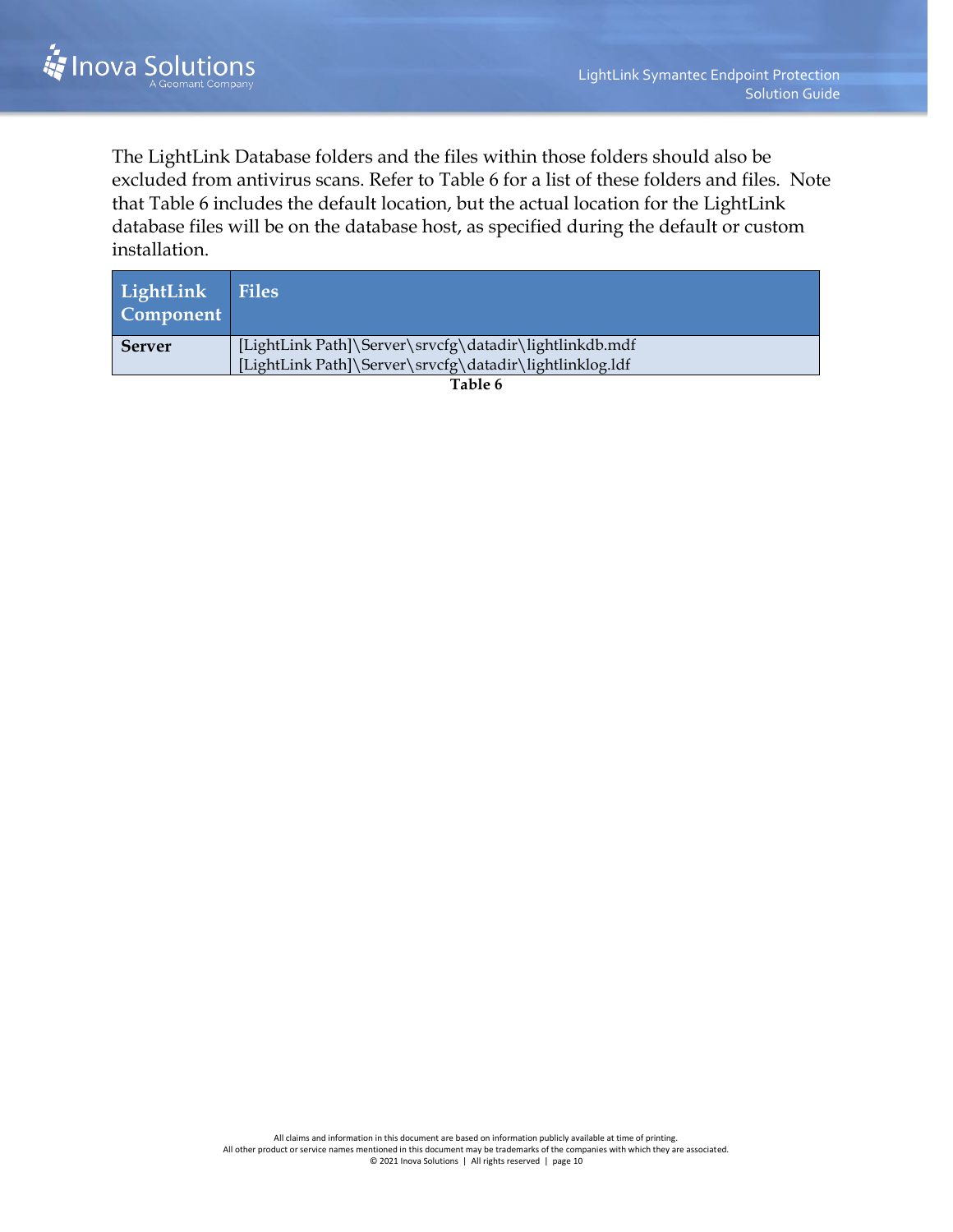The LightLink Database folders and the files within those folders should also be excluded from antivirus scans. Refer to Table 6 for a list of these folders and files. Note that Table 6 includes the default location, but the actual location for the LightLink database files will be on the database host, as specified during the default or custom installation.

| LightLink Component | Files |
| --- | --- |
| **Server** | [LightLink Path]\Server\srvcfg\datadir\lightlinkdb.mdf<br>[LightLink Path]\Server\srvcfg\datadir\lightlinklog.ldf |

**Table 6**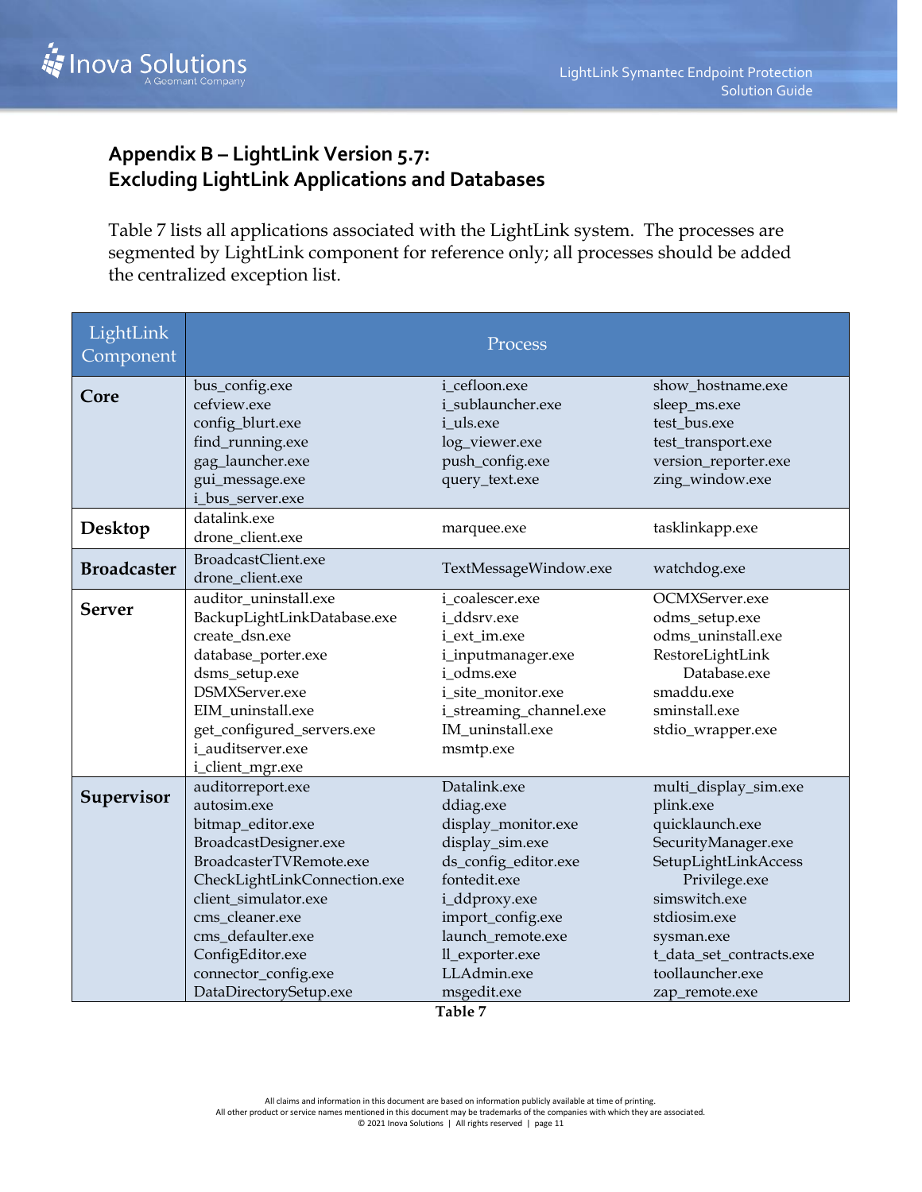## Appendix B – LightLink Version 5.7: Excluding LightLink Applications and Databases

Table 7 lists all applications associated with the LightLink system. The processes are segmented by LightLink component for reference only; all processes should be added the centralized exception list.

| LightLink Component | Process | | |
|---|---|---|---|
| **Core** | bus_config.exe<br>cefview.exe<br>config_blurt.exe<br>find_running.exe<br>gag_launcher.exe<br>gui_message.exe<br>i_bus_server.exe | i_cefloon.exe<br>i_sublauncher.exe<br>i_uls.exe<br>log_viewer.exe<br>push_config.exe<br>query_text.exe | show_hostname.exe<br>sleep_ms.exe<br>test_bus.exe<br>test_transport.exe<br>version_reporter.exe<br>zing_window.exe |
| **Desktop** | datalink.exe<br>drone_client.exe | marquee.exe | tasklinkapp.exe |
| **Broadcaster** | BroadcastClient.exe<br>drone_client.exe | TextMessageWindow.exe | watchdog.exe |
| **Server** | auditor_uninstall.exe<br>BackupLightLinkDatabase.exe<br>create_dsn.exe<br>database_porter.exe<br>dsms_setup.exe<br>DSMXServer.exe<br>EIM_uninstall.exe<br>get_configured_servers.exe<br>i_auditserver.exe<br>i_client_mgr.exe | i_coalescer.exe<br>i_ddsrv.exe<br>i_ext_im.exe<br>i_inputmanager.exe<br>i_odms.exe<br>i_site_monitor.exe<br>i_streaming_channel.exe<br>IM_uninstall.exe<br>msmtp.exe | OCMXServer.exe<br>odms_setup.exe<br>odms_uninstall.exe<br>RestoreLightLink Database.exe<br>smaddu.exe<br>sminstall.exe<br>stdio_wrapper.exe |
| **Supervisor** | auditorreport.exe<br>autosim.exe<br>bitmap_editor.exe<br>BroadcastDesigner.exe<br>BroadcasterTVRemote.exe<br>CheckLightLinkConnection.exe<br>client_simulator.exe<br>cms_cleaner.exe<br>cms_defaulter.exe<br>ConfigEditor.exe<br>connector_config.exe<br>DataDirectorySetup.exe | Datalink.exe<br>ddiag.exe<br>display_monitor.exe<br>display_sim.exe<br>ds_config_editor.exe<br>fontedit.exe<br>i_ddproxy.exe<br>import_config.exe<br>launch_remote.exe<br>ll_exporter.exe<br>LLAdmin.exe<br>msgedit.exe | multi_display_sim.exe<br>plink.exe<br>quicklaunch.exe<br>SecurityManager.exe<br>SetupLightLinkAccess Privilege.exe<br>simswitch.exe<br>stdiosim.exe<br>sysman.exe<br>t_data_set_contracts.exe<br>toollauncher.exe<br>zap_remote.exe |

**Table 7**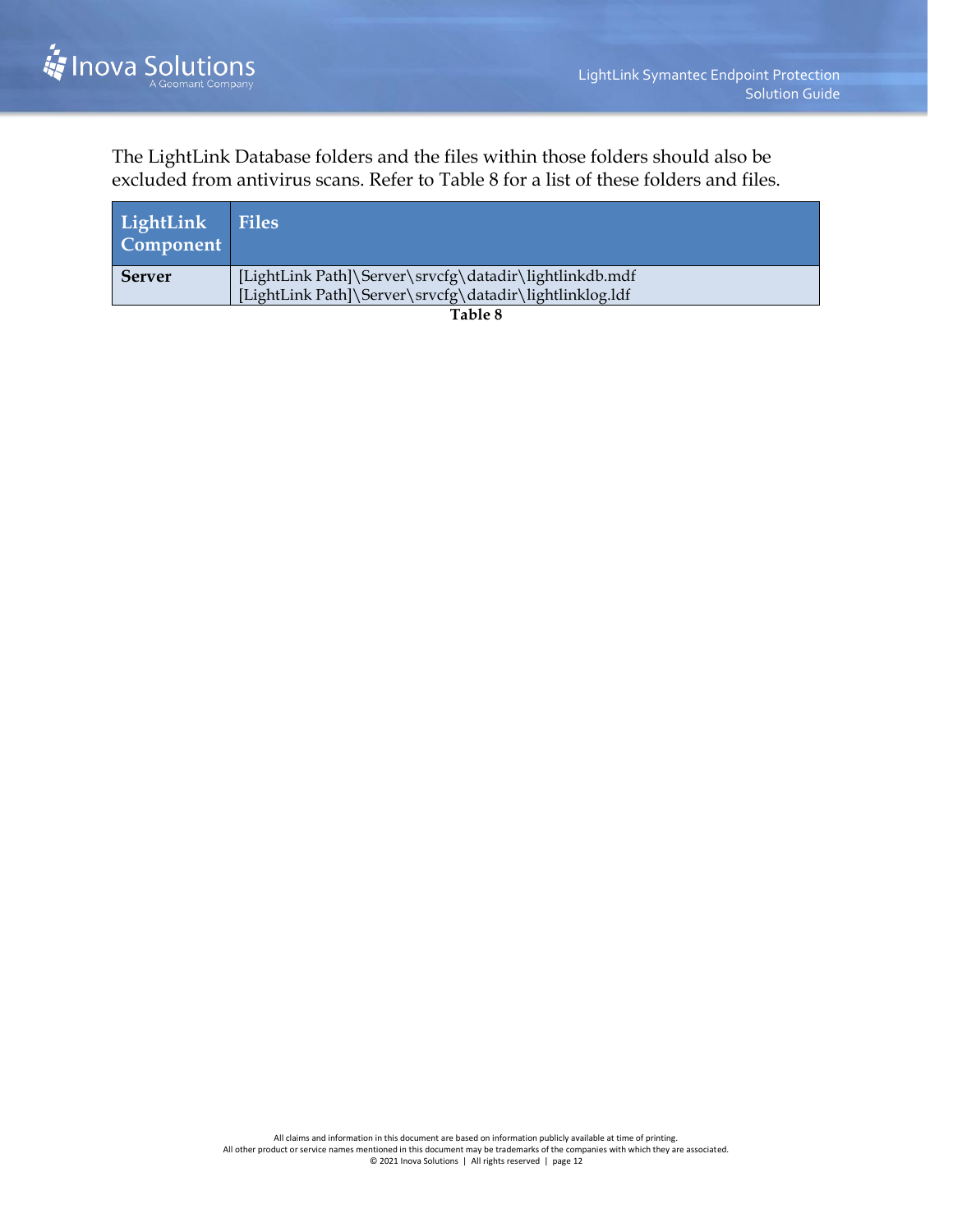The LightLink Database folders and the files within those folders should also be excluded from antivirus scans. Refer to Table 8 for a list of these folders and files.

| LightLink Component | Files |
| --- | --- |
| **Server** | [LightLink Path]\Server\srvcfg\datadir\lightlinkdb.mdf<br>[LightLink Path]\Server\srvcfg\datadir\lightlinklog.ldf |

**Table 8**